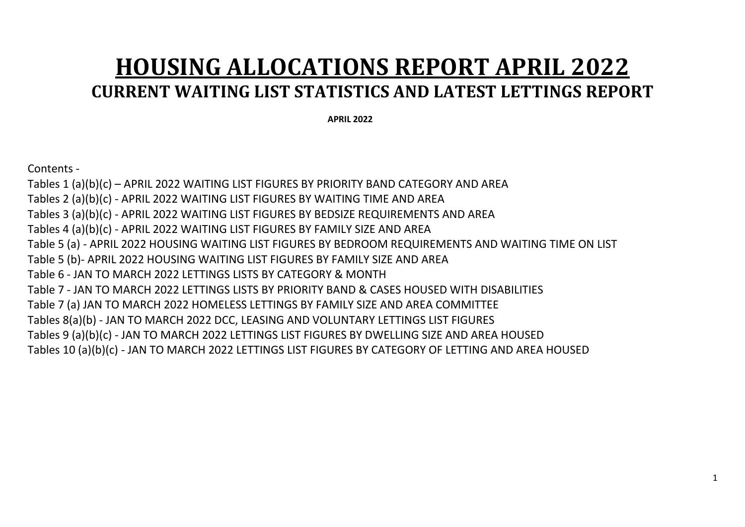# HOUSING ALLOCATIONS REPORT APRIL 2022

## CURRENT WAITING LIST STATISTICS AND LATEST LETTINGS REPORT

**APRIL 2022**

Contents -

Tables 1 (a)(b)(c) – APRIL 2022 WAITING LIST FIGURES BY PRIORITY BAND CATEGORY AND AREA

Tables 2 (a)(b)(c) - APRIL 2022 WAITING LIST FIGURES BY WAITING TIME AND AREA

Tables 3 (a)(b)(c) - APRIL 2022 WAITING LIST FIGURES BY BEDSIZE REQUIREMENTS AND AREA

Tables 4 (a)(b)(c) - APRIL 2022 WAITING LIST FIGURES BY FAMILY SIZE AND AREA

Table 5 (a) - APRIL 2022 HOUSING WAITING LIST FIGURES BY BEDROOM REQUIREMENTS AND WAITING TIME ON LIST

Table 5 (b)- APRIL 2022 HOUSING WAITING LIST FIGURES BY FAMILY SIZE AND AREA

Table 6 - JAN TO MARCH 2022 LETTINGS LISTS BY CATEGORY & MONTH

Table 7 - JAN TO MARCH 2022 LETTINGS LISTS BY PRIORITY BAND & CASES HOUSED WITH DISABILITIES

Table 7 (a) JAN TO MARCH 2022 HOMELESS LETTINGS BY FAMILY SIZE AND AREA COMMITTEE

Tables 8(a)(b) - JAN TO MARCH 2022 DCC, LEASING AND VOLUNTARY LETTINGS LIST FIGURES

Tables 9 (a)(b)(c) - JAN TO MARCH 2022 LETTINGS LIST FIGURES BY DWELLING SIZE AND AREA HOUSED

Tables 10 (a)(b)(c) - JAN TO MARCH 2022 LETTINGS LIST FIGURES BY CATEGORY OF LETTING AND AREA HOUSED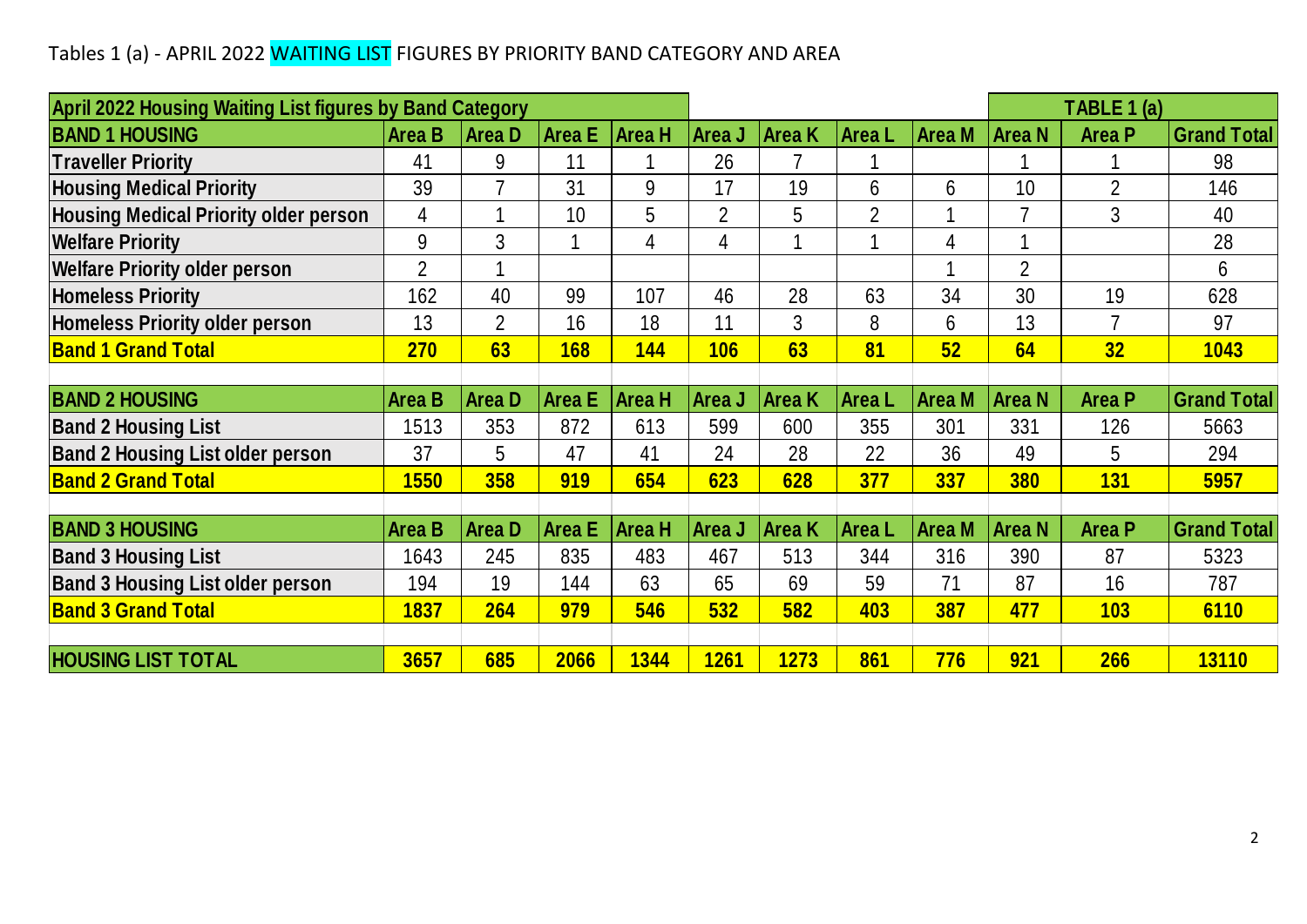Tables 1 (a) - APRIL 2022 WAITING LIST FIGURES BY PRIORITY BAND CATEGORY AND AREA

| April 2022 Housing Waiting List figures by Band Category | | | | | | | | | TABLE 1 (a) | |
|---|---|---|---|---|---|---|---|---|---|---|
| **BAND 1 HOUSING** | **Area B** | **Area D** | **Area E** | **Area H** | **Area J** | **Area K** | **Area L** | **Area M** | **Area N** | **Area P** | **Grand Total** |
| **Traveller Priority** | 41 | 9 | 11 | 1 | 26 | 7 | 1 | | 1 | 1 | 98 |
| **Housing Medical Priority** | 39 | 7 | 31 | 9 | 17 | 19 | 6 | 6 | 10 | 2 | 146 |
| **Housing Medical Priority older person** | 4 | 1 | 10 | 5 | 2 | 5 | 2 | 1 | 7 | 3 | 40 |
| **Welfare Priority** | 9 | 3 | 1 | 4 | 4 | 1 | 1 | 4 | 1 | | 28 |
| **Welfare Priority older person** | 2 | 1 | | | | | | 1 | 2 | | 6 |
| **Homeless Priority** | 162 | 40 | 99 | 107 | 46 | 28 | 63 | 34 | 30 | 19 | 628 |
| **Homeless Priority older person** | 13 | 2 | 16 | 18 | 11 | 3 | 8 | 6 | 13 | 7 | 97 |
| **Band 1 Grand Total** | **270** | **63** | **168** | **144** | **106** | **63** | **81** | **52** | **64** | **32** | **1043** |
| | | | | | | | | | | | |
| **BAND 2 HOUSING** | **Area B** | **Area D** | **Area E** | **Area H** | **Area J** | **Area K** | **Area L** | **Area M** | **Area N** | **Area P** | **Grand Total** |
| **Band 2 Housing List** | 1513 | 353 | 872 | 613 | 599 | 600 | 355 | 301 | 331 | 126 | 5663 |
| **Band 2 Housing List older person** | 37 | 5 | 47 | 41 | 24 | 28 | 22 | 36 | 49 | 5 | 294 |
| **Band 2 Grand Total** | **1550** | **358** | **919** | **654** | **623** | **628** | **377** | **337** | **380** | **131** | **5957** |
| | | | | | | | | | | | |
| **BAND 3 HOUSING** | **Area B** | **Area D** | **Area E** | **Area H** | **Area J** | **Area K** | **Area L** | **Area M** | **Area N** | **Area P** | **Grand Total** |
| **Band 3 Housing List** | 1643 | 245 | 835 | 483 | 467 | 513 | 344 | 316 | 390 | 87 | 5323 |
| **Band 3 Housing List older person** | 194 | 19 | 144 | 63 | 65 | 69 | 59 | 71 | 87 | 16 | 787 |
| **Band 3 Grand Total** | **1837** | **264** | **979** | **546** | **532** | **582** | **403** | **387** | **477** | **103** | **6110** |
| | | | | | | | | | | | |
| **HOUSING LIST TOTAL** | **3657** | **685** | **2066** | **1344** | **1261** | **1273** | **861** | **776** | **921** | **266** | **13110** |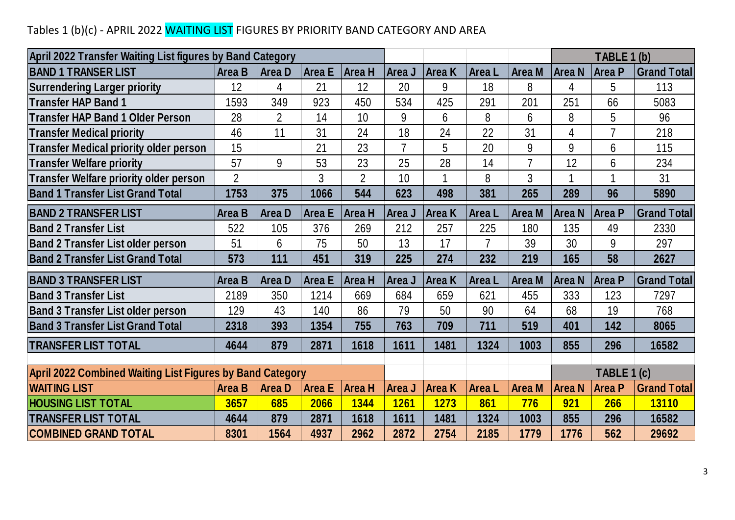Tables 1 (b)(c) - APRIL 2022 WAITING LIST FIGURES BY PRIORITY BAND CATEGORY AND AREA

**TABLE 1 (b)**

| April 2022 Transfer Waiting List figures by Band Category | | | | | | | | | | | |
|---|---|---|---|---|---|---|---|---|---|---|---|
| **BAND 1 TRANSER LIST** | **Area B** | **Area D** | **Area E** | **Area H** | **Area J** | **Area K** | **Area L** | **Area M** | **Area N** | **Area P** | **Grand Total** |
| **Surrendering Larger priority** | 12 | 4 | 21 | 12 | 20 | 9 | 18 | 8 | 4 | 5 | 113 |
| **Transfer HAP Band 1** | 1593 | 349 | 923 | 450 | 534 | 425 | 291 | 201 | 251 | 66 | 5083 |
| **Transfer HAP Band 1 Older Person** | 28 | 2 | 14 | 10 | 9 | 6 | 8 | 6 | 8 | 5 | 96 |
| **Transfer Medical priority** | 46 | 11 | 31 | 24 | 18 | 24 | 22 | 31 | 4 | 7 | 218 |
| **Transfer Medical priority older person** | 15 | | 21 | 23 | 7 | 5 | 20 | 9 | 9 | 6 | 115 |
| **Transfer Welfare priority** | 57 | 9 | 53 | 23 | 25 | 28 | 14 | 7 | 12 | 6 | 234 |
| **Transfer Welfare priority older person** | 2 | | 3 | 2 | 10 | 1 | 8 | 3 | 1 | 1 | 31 |
| **Band 1 Transfer List Grand Total** | **1753** | **375** | **1066** | **544** | **623** | **498** | **381** | **265** | **289** | **96** | **5890** |
| **BAND 2 TRANSFER LIST** | **Area B** | **Area D** | **Area E** | **Area H** | **Area J** | **Area K** | **Area L** | **Area M** | **Area N** | **Area P** | **Grand Total** |
| **Band 2 Transfer List** | 522 | 105 | 376 | 269 | 212 | 257 | 225 | 180 | 135 | 49 | 2330 |
| **Band 2 Transfer List older person** | 51 | 6 | 75 | 50 | 13 | 17 | 7 | 39 | 30 | 9 | 297 |
| **Band 2 Transfer List Grand Total** | **573** | **111** | **451** | **319** | **225** | **274** | **232** | **219** | **165** | **58** | **2627** |
| **BAND 3 TRANSFER LIST** | **Area B** | **Area D** | **Area E** | **Area H** | **Area J** | **Area K** | **Area L** | **Area M** | **Area N** | **Area P** | **Grand Total** |
| **Band 3 Transfer List** | 2189 | 350 | 1214 | 669 | 684 | 659 | 621 | 455 | 333 | 123 | 7297 |
| **Band 3 Transfer List older person** | 129 | 43 | 140 | 86 | 79 | 50 | 90 | 64 | 68 | 19 | 768 |
| **Band 3 Transfer List Grand Total** | **2318** | **393** | **1354** | **755** | **763** | **709** | **711** | **519** | **401** | **142** | **8065** |
| **TRANSFER LIST TOTAL** | **4644** | **879** | **2871** | **1618** | **1611** | **1481** | **1324** | **1003** | **855** | **296** | **16582** |

**TABLE 1 (c)**

| April 2022 Combined Waiting List Figures by Band Category | | | | | | | | | | | |
|---|---|---|---|---|---|---|---|---|---|---|---|
| **WAITING LIST** | **Area B** | **Area D** | **Area E** | **Area H** | **Area J** | **Area K** | **Area L** | **Area M** | **Area N** | **Area P** | **Grand Total** |
| **HOUSING LIST TOTAL** | **3657** | **685** | **2066** | **1344** | **1261** | **1273** | **861** | **776** | **921** | **266** | **13110** |
| **TRANSFER LIST TOTAL** | **4644** | **879** | **2871** | **1618** | **1611** | **1481** | **1324** | **1003** | **855** | **296** | **16582** |
| **COMBINED GRAND TOTAL** | **8301** | **1564** | **4937** | **2962** | **2872** | **2754** | **2185** | **1779** | **1776** | **562** | **29692** |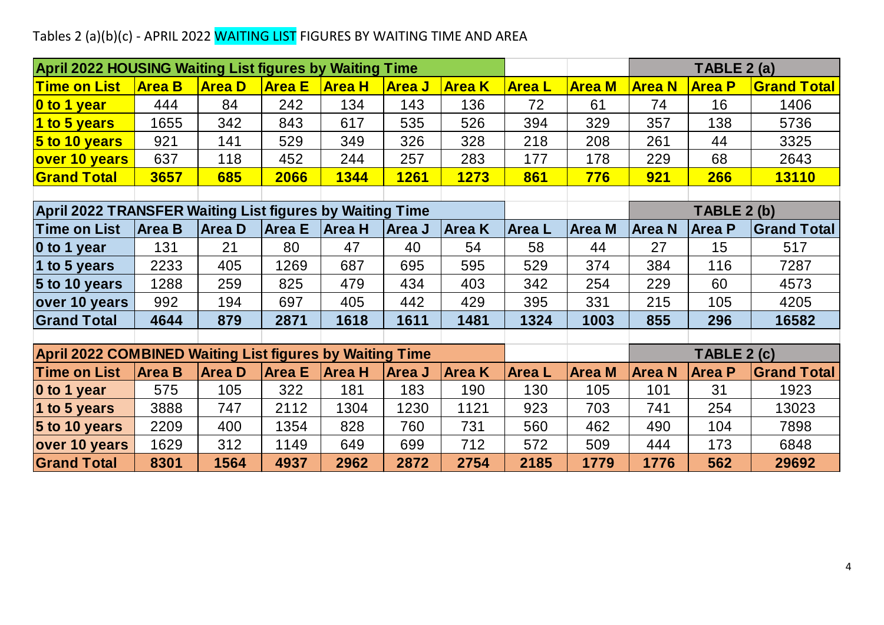Tables 2 (a)(b)(c) - APRIL 2022 WAITING LIST FIGURES BY WAITING TIME AND AREA

**TABLE 2 (a)**

| April 2022 HOUSING Waiting List figures by Waiting Time | | | | | | | | | | |
|---|---|---|---|---|---|---|---|---|---|---|
| **Time on List** | **Area B** | **Area D** | **Area E** | **Area H** | **Area J** | **Area K** | **Area L** | **Area M** | **Area N** | **Area P** | **Grand Total** |
| **0 to 1 year** | 444 | 84 | 242 | 134 | 143 | 136 | 72 | 61 | 74 | 16 | 1406 |
| **1 to 5 years** | 1655 | 342 | 843 | 617 | 535 | 526 | 394 | 329 | 357 | 138 | 5736 |
| **5 to 10 years** | 921 | 141 | 529 | 349 | 326 | 328 | 218 | 208 | 261 | 44 | 3325 |
| **over 10 years** | 637 | 118 | 452 | 244 | 257 | 283 | 177 | 178 | 229 | 68 | 2643 |
| **Grand Total** | **3657** | **685** | **2066** | **1344** | **1261** | **1273** | **861** | **776** | **921** | **266** | **13110** |

**TABLE 2 (b)**

| April 2022 TRANSFER Waiting List figures by Waiting Time | | | | | | | | | | | |
|---|---|---|---|---|---|---|---|---|---|---|---|
| **Time on List** | **Area B** | **Area D** | **Area E** | **Area H** | **Area J** | **Area K** | **Area L** | **Area M** | **Area N** | **Area P** | **Grand Total** |
| **0 to 1 year** | 131 | 21 | 80 | 47 | 40 | 54 | 58 | 44 | 27 | 15 | 517 |
| **1 to 5 years** | 2233 | 405 | 1269 | 687 | 695 | 595 | 529 | 374 | 384 | 116 | 7287 |
| **5 to 10 years** | 1288 | 259 | 825 | 479 | 434 | 403 | 342 | 254 | 229 | 60 | 4573 |
| **over 10 years** | 992 | 194 | 697 | 405 | 442 | 429 | 395 | 331 | 215 | 105 | 4205 |
| **Grand Total** | **4644** | **879** | **2871** | **1618** | **1611** | **1481** | **1324** | **1003** | **855** | **296** | **16582** |

**TABLE 2 (c)**

| April 2022 COMBINED Waiting List figures by Waiting Time | | | | | | | | | | | |
|---|---|---|---|---|---|---|---|---|---|---|---|
| **Time on List** | **Area B** | **Area D** | **Area E** | **Area H** | **Area J** | **Area K** | **Area L** | **Area M** | **Area N** | **Area P** | **Grand Total** |
| **0 to 1 year** | 575 | 105 | 322 | 181 | 183 | 190 | 130 | 105 | 101 | 31 | 1923 |
| **1 to 5 years** | 3888 | 747 | 2112 | 1304 | 1230 | 1121 | 923 | 703 | 741 | 254 | 13023 |
| **5 to 10 years** | 2209 | 400 | 1354 | 828 | 760 | 731 | 560 | 462 | 490 | 104 | 7898 |
| **over 10 years** | 1629 | 312 | 1149 | 649 | 699 | 712 | 572 | 509 | 444 | 173 | 6848 |
| **Grand Total** | **8301** | **1564** | **4937** | **2962** | **2872** | **2754** | **2185** | **1779** | **1776** | **562** | **29692** |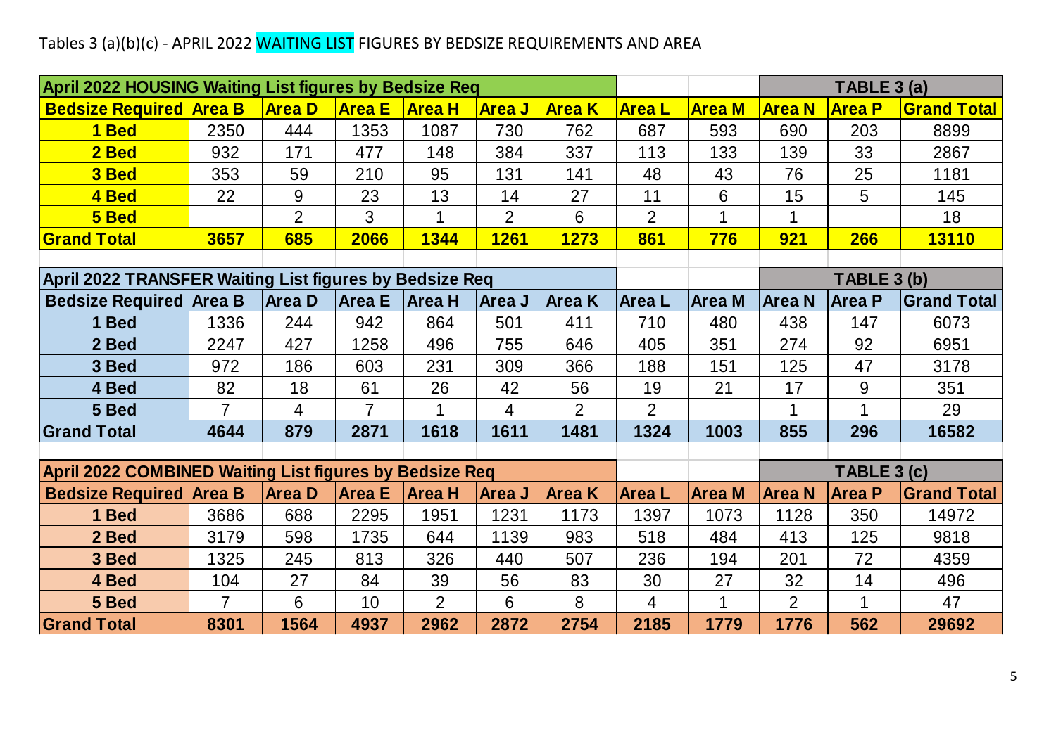Tables 3 (a)(b)(c) - APRIL 2022 WAITING LIST FIGURES BY BEDSIZE REQUIREMENTS AND AREA

**April 2022 HOUSING Waiting List figures by Bedsize Req** — **TABLE 3 (a)**

| Bedsize Required | Area B | Area D | Area E | Area H | Area J | Area K | Area L | Area M | Area N | Area P | Grand Total |
|---|---|---|---|---|---|---|---|---|---|---|---|
| 1 Bed | 2350 | 444 | 1353 | 1087 | 730 | 762 | 687 | 593 | 690 | 203 | 8899 |
| 2 Bed | 932 | 171 | 477 | 148 | 384 | 337 | 113 | 133 | 139 | 33 | 2867 |
| 3 Bed | 353 | 59 | 210 | 95 | 131 | 141 | 48 | 43 | 76 | 25 | 1181 |
| 4 Bed | 22 | 9 | 23 | 13 | 14 | 27 | 11 | 6 | 15 | 5 | 145 |
| 5 Bed | | 2 | 3 | 1 | 2 | 6 | 2 | 1 | 1 | | 18 |
| **Grand Total** | **3657** | **685** | **2066** | **1344** | **1261** | **1273** | **861** | **776** | **921** | **266** | **13110** |

**April 2022 TRANSFER Waiting List figures by Bedsize Req** — **TABLE 3 (b)**

| Bedsize Required | Area B | Area D | Area E | Area H | Area J | Area K | Area L | Area M | Area N | Area P | Grand Total |
|---|---|---|---|---|---|---|---|---|---|---|---|
| 1 Bed | 1336 | 244 | 942 | 864 | 501 | 411 | 710 | 480 | 438 | 147 | 6073 |
| 2 Bed | 2247 | 427 | 1258 | 496 | 755 | 646 | 405 | 351 | 274 | 92 | 6951 |
| 3 Bed | 972 | 186 | 603 | 231 | 309 | 366 | 188 | 151 | 125 | 47 | 3178 |
| 4 Bed | 82 | 18 | 61 | 26 | 42 | 56 | 19 | 21 | 17 | 9 | 351 |
| 5 Bed | 7 | 4 | 7 | 1 | 4 | 2 | 2 | | 1 | 1 | 29 |
| **Grand Total** | **4644** | **879** | **2871** | **1618** | **1611** | **1481** | **1324** | **1003** | **855** | **296** | **16582** |

**April 2022 COMBINED Waiting List figures by Bedsize Req** — **TABLE 3 (c)**

| Bedsize Required | Area B | Area D | Area E | Area H | Area J | Area K | Area L | Area M | Area N | Area P | Grand Total |
|---|---|---|---|---|---|---|---|---|---|---|---|
| 1 Bed | 3686 | 688 | 2295 | 1951 | 1231 | 1173 | 1397 | 1073 | 1128 | 350 | 14972 |
| 2 Bed | 3179 | 598 | 1735 | 644 | 1139 | 983 | 518 | 484 | 413 | 125 | 9818 |
| 3 Bed | 1325 | 245 | 813 | 326 | 440 | 507 | 236 | 194 | 201 | 72 | 4359 |
| 4 Bed | 104 | 27 | 84 | 39 | 56 | 83 | 30 | 27 | 32 | 14 | 496 |
| 5 Bed | 7 | 6 | 10 | 2 | 6 | 8 | 4 | 1 | 2 | 1 | 47 |
| **Grand Total** | **8301** | **1564** | **4937** | **2962** | **2872** | **2754** | **2185** | **1779** | **1776** | **562** | **29692** |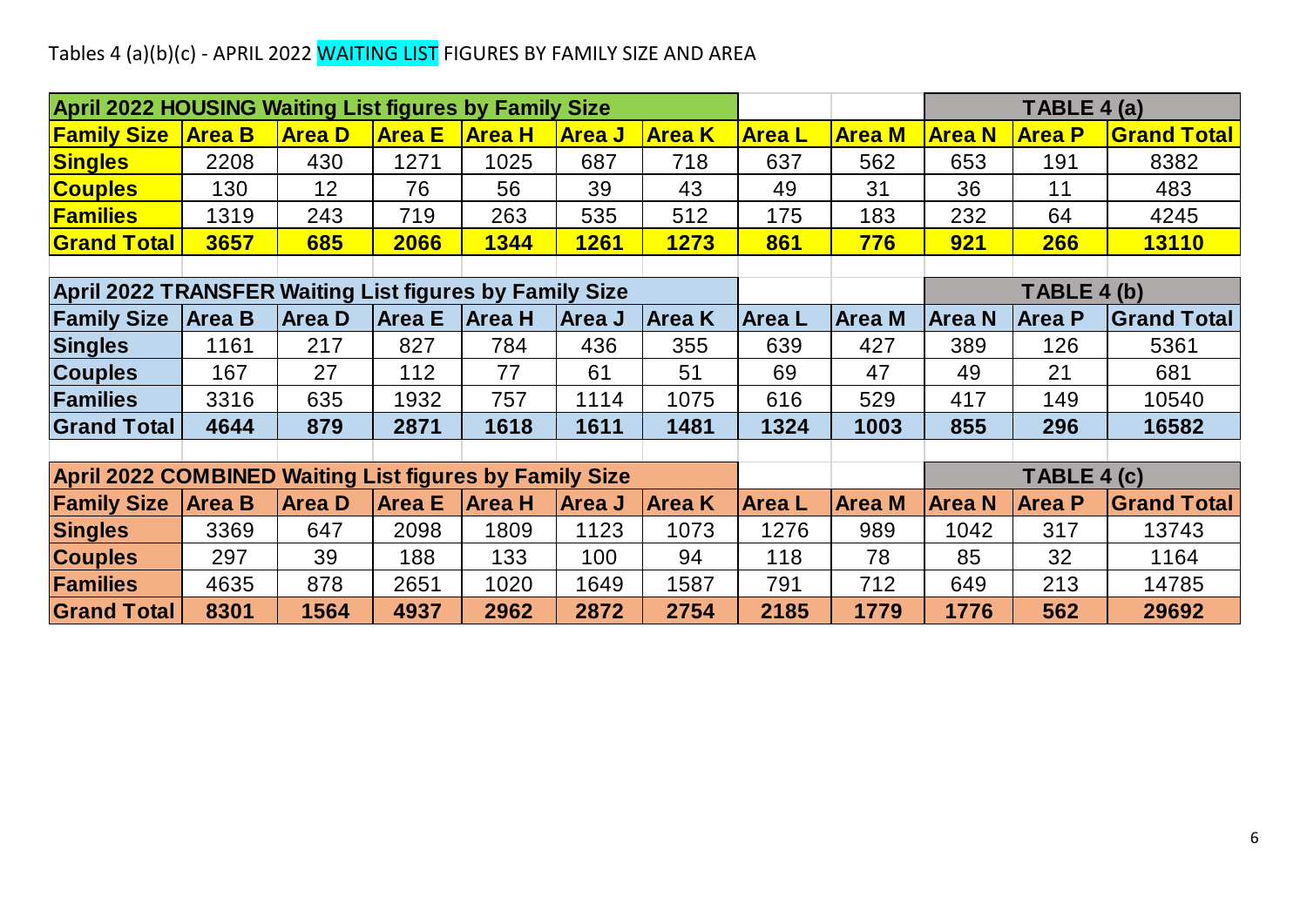Tables 4 (a)(b)(c) - APRIL 2022 WAITING LIST FIGURES BY FAMILY SIZE AND AREA

| April 2022 HOUSING Waiting List figures by Family Size | | | | | | | | | | TABLE 4 (a) |
|---|---|---|---|---|---|---|---|---|---|---|
| **Family Size** | **Area B** | **Area D** | **Area E** | **Area H** | **Area J** | **Area K** | **Area L** | **Area M** | **Area N** | **Area P** | **Grand Total** |
| **Singles** | 2208 | 430 | 1271 | 1025 | 687 | 718 | 637 | 562 | 653 | 191 | 8382 |
| **Couples** | 130 | 12 | 76 | 56 | 39 | 43 | 49 | 31 | 36 | 11 | 483 |
| **Families** | 1319 | 243 | 719 | 263 | 535 | 512 | 175 | 183 | 232 | 64 | 4245 |
| **Grand Total** | **3657** | **685** | **2066** | **1344** | **1261** | **1273** | **861** | **776** | **921** | **266** | **13110** |

| April 2022 TRANSFER Waiting List figures by Family Size | | | | | | | | | | TABLE 4 (b) |
|---|---|---|---|---|---|---|---|---|---|---|
| **Family Size** | **Area B** | **Area D** | **Area E** | **Area H** | **Area J** | **Area K** | **Area L** | **Area M** | **Area N** | **Area P** | **Grand Total** |
| **Singles** | 1161 | 217 | 827 | 784 | 436 | 355 | 639 | 427 | 389 | 126 | 5361 |
| **Couples** | 167 | 27 | 112 | 77 | 61 | 51 | 69 | 47 | 49 | 21 | 681 |
| **Families** | 3316 | 635 | 1932 | 757 | 1114 | 1075 | 616 | 529 | 417 | 149 | 10540 |
| **Grand Total** | **4644** | **879** | **2871** | **1618** | **1611** | **1481** | **1324** | **1003** | **855** | **296** | **16582** |

| April 2022 COMBINED Waiting List figures by Family Size | | | | | | | | | | TABLE 4 (c) |
|---|---|---|---|---|---|---|---|---|---|---|
| **Family Size** | **Area B** | **Area D** | **Area E** | **Area H** | **Area J** | **Area K** | **Area L** | **Area M** | **Area N** | **Area P** | **Grand Total** |
| **Singles** | 3369 | 647 | 2098 | 1809 | 1123 | 1073 | 1276 | 989 | 1042 | 317 | 13743 |
| **Couples** | 297 | 39 | 188 | 133 | 100 | 94 | 118 | 78 | 85 | 32 | 1164 |
| **Families** | 4635 | 878 | 2651 | 1020 | 1649 | 1587 | 791 | 712 | 649 | 213 | 14785 |
| **Grand Total** | **8301** | **1564** | **4937** | **2962** | **2872** | **2754** | **2185** | **1779** | **1776** | **562** | **29692** |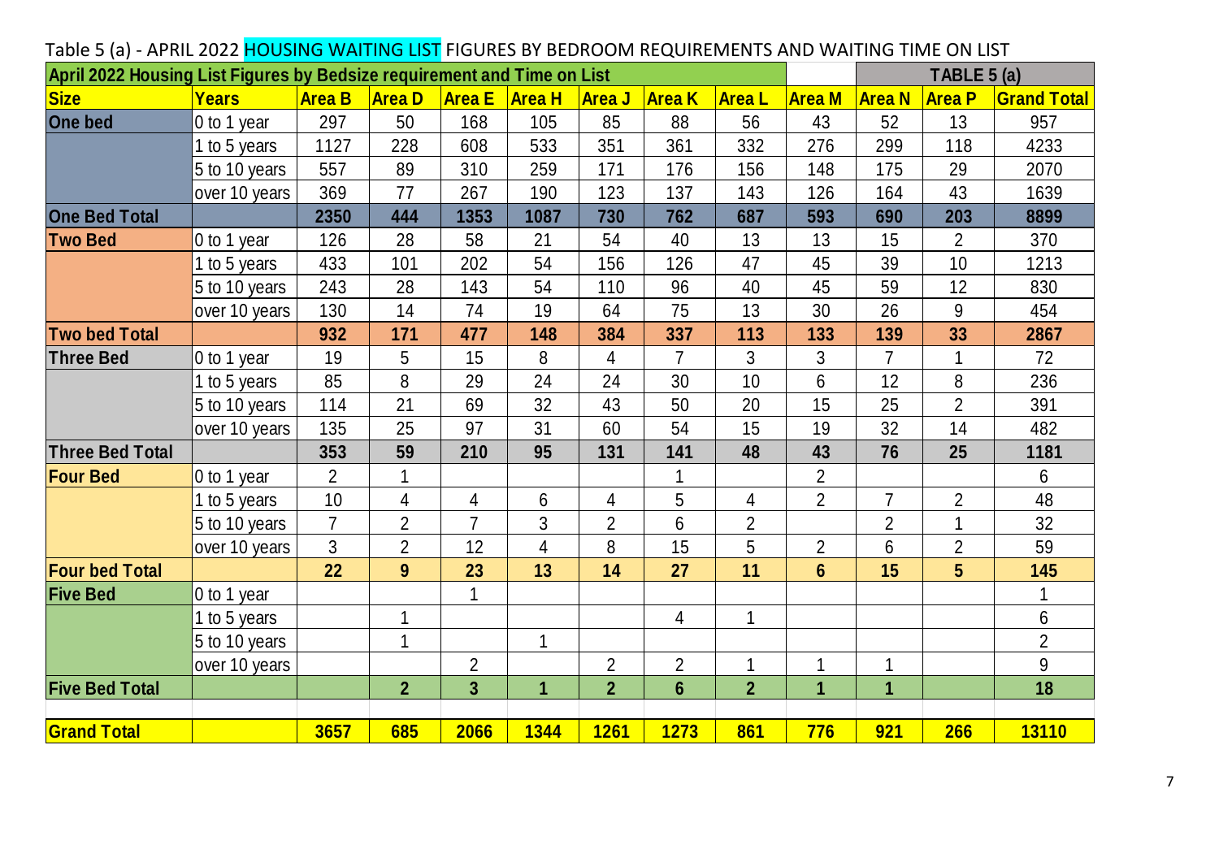Table 5 (a) - APRIL 2022 HOUSING WAITING LIST FIGURES BY BEDROOM REQUIREMENTS AND WAITING TIME ON LIST

| April 2022 Housing List Figures by Bedsize requirement and Time on List | | | | | | | | | | TABLE 5 (a) | | |
|---|---|---|---|---|---|---|---|---|---|---|---|---|
| **Size** | **Years** | **Area B** | **Area D** | **Area E** | **Area H** | **Area J** | **Area K** | **Area L** | **Area M** | **Area N** | **Area P** | **Grand Total** |
| **One bed** | 0 to 1 year | 297 | 50 | 168 | 105 | 85 | 88 | 56 | 43 | 52 | 13 | 957 |
| | 1 to 5 years | 1127 | 228 | 608 | 533 | 351 | 361 | 332 | 276 | 299 | 118 | 4233 |
| | 5 to 10 years | 557 | 89 | 310 | 259 | 171 | 176 | 156 | 148 | 175 | 29 | 2070 |
| | over 10 years | 369 | 77 | 267 | 190 | 123 | 137 | 143 | 126 | 164 | 43 | 1639 |
| **One Bed Total** | | **2350** | **444** | **1353** | **1087** | **730** | **762** | **687** | **593** | **690** | **203** | **8899** |
| **Two Bed** | 0 to 1 year | 126 | 28 | 58 | 21 | 54 | 40 | 13 | 13 | 15 | 2 | 370 |
| | 1 to 5 years | 433 | 101 | 202 | 54 | 156 | 126 | 47 | 45 | 39 | 10 | 1213 |
| | 5 to 10 years | 243 | 28 | 143 | 54 | 110 | 96 | 40 | 45 | 59 | 12 | 830 |
| | over 10 years | 130 | 14 | 74 | 19 | 64 | 75 | 13 | 30 | 26 | 9 | 454 |
| **Two bed Total** | | **932** | **171** | **477** | **148** | **384** | **337** | **113** | **133** | **139** | **33** | **2867** |
| **Three Bed** | 0 to 1 year | 19 | 5 | 15 | 8 | 4 | 7 | 3 | 3 | 7 | 1 | 72 |
| | 1 to 5 years | 85 | 8 | 29 | 24 | 24 | 30 | 10 | 6 | 12 | 8 | 236 |
| | 5 to 10 years | 114 | 21 | 69 | 32 | 43 | 50 | 20 | 15 | 25 | 2 | 391 |
| | over 10 years | 135 | 25 | 97 | 31 | 60 | 54 | 15 | 19 | 32 | 14 | 482 |
| **Three Bed Total** | | **353** | **59** | **210** | **95** | **131** | **141** | **48** | **43** | **76** | **25** | **1181** |
| **Four Bed** | 0 to 1 year | 2 | 1 | | | | 1 | | 2 | | | 6 |
| | 1 to 5 years | 10 | 4 | 4 | 6 | 4 | 5 | 4 | 2 | 7 | 2 | 48 |
| | 5 to 10 years | 7 | 2 | 7 | 3 | 2 | 6 | 2 | | 2 | 1 | 32 |
| | over 10 years | 3 | 2 | 12 | 4 | 8 | 15 | 5 | 2 | 6 | 2 | 59 |
| **Four bed Total** | | **22** | **9** | **23** | **13** | **14** | **27** | **11** | **6** | **15** | **5** | **145** |
| **Five Bed** | 0 to 1 year | | | 1 | | | | | | | | 1 |
| | 1 to 5 years | | 1 | | | | 4 | 1 | | | | 6 |
| | 5 to 10 years | | 1 | | 1 | | | | | | | 2 |
| | over 10 years | | | 2 | | 2 | 2 | 1 | 1 | 1 | | 9 |
| **Five Bed Total** | | | **2** | **3** | **1** | **2** | **6** | **2** | **1** | **1** | | **18** |
| | | | | | | | | | | | | |
| **Grand Total** | | **3657** | **685** | **2066** | **1344** | **1261** | **1273** | **861** | **776** | **921** | **266** | **13110** |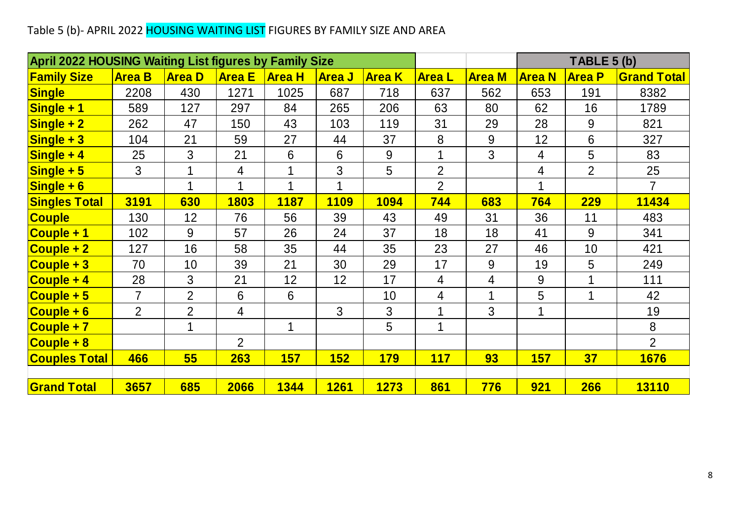Table 5 (b)- APRIL 2022 HOUSING WAITING LIST FIGURES BY FAMILY SIZE AND AREA

| **April 2022 HOUSING Waiting List figures by Family Size** | | | | | | | | | **TABLE 5 (b)** | | |
|---|---|---|---|---|---|---|---|---|---|---|---|
| **Family Size** | **Area B** | **Area D** | **Area E** | **Area H** | **Area J** | **Area K** | **Area L** | **Area M** | **Area N** | **Area P** | **Grand Total** |
| **Single** | 2208 | 430 | 1271 | 1025 | 687 | 718 | 637 | 562 | 653 | 191 | 8382 |
| **Single + 1** | 589 | 127 | 297 | 84 | 265 | 206 | 63 | 80 | 62 | 16 | 1789 |
| **Single + 2** | 262 | 47 | 150 | 43 | 103 | 119 | 31 | 29 | 28 | 9 | 821 |
| **Single + 3** | 104 | 21 | 59 | 27 | 44 | 37 | 8 | 9 | 12 | 6 | 327 |
| **Single + 4** | 25 | 3 | 21 | 6 | 6 | 9 | 1 | 3 | 4 | 5 | 83 |
| **Single + 5** | 3 | 1 | 4 | 1 | 3 | 5 | 2 | | 4 | 2 | 25 |
| **Single + 6** | | 1 | 1 | 1 | 1 | | 2 | | 1 | | 7 |
| **Singles Total** | **3191** | **630** | **1803** | **1187** | **1109** | **1094** | **744** | **683** | **764** | **229** | **11434** |
| **Couple** | 130 | 12 | 76 | 56 | 39 | 43 | 49 | 31 | 36 | 11 | 483 |
| **Couple + 1** | 102 | 9 | 57 | 26 | 24 | 37 | 18 | 18 | 41 | 9 | 341 |
| **Couple + 2** | 127 | 16 | 58 | 35 | 44 | 35 | 23 | 27 | 46 | 10 | 421 |
| **Couple + 3** | 70 | 10 | 39 | 21 | 30 | 29 | 17 | 9 | 19 | 5 | 249 |
| **Couple + 4** | 28 | 3 | 21 | 12 | 12 | 17 | 4 | 4 | 9 | 1 | 111 |
| **Couple + 5** | 7 | 2 | 6 | 6 | | 10 | 4 | 1 | 5 | 1 | 42 |
| **Couple + 6** | 2 | 2 | 4 | | 3 | 3 | 1 | 3 | 1 | | 19 |
| **Couple + 7** | | 1 | | 1 | | 5 | 1 | | | | 8 |
| **Couple + 8** | | | 2 | | | | | | | | 2 |
| **Couples Total** | **466** | **55** | **263** | **157** | **152** | **179** | **117** | **93** | **157** | **37** | **1676** |
| | | | | | | | | | | | |
| **Grand Total** | **3657** | **685** | **2066** | **1344** | **1261** | **1273** | **861** | **776** | **921** | **266** | **13110** |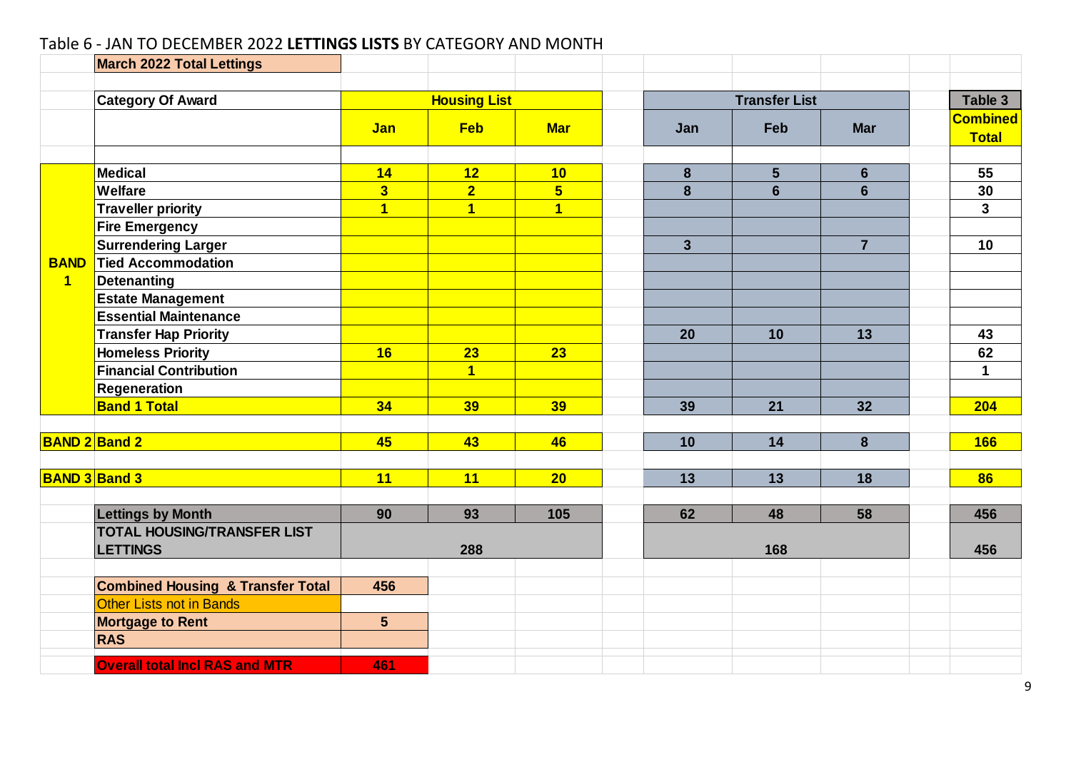Table 6 - JAN TO DECEMBER 2022 **LETTINGS LISTS** BY CATEGORY AND MONTH

**March 2022 Total Lettings**

| | Category Of Award | Housing List | | | Transfer List | | | Table 3 |
|---|---|---|---|---|---|---|---|---|
| | | Jan | Feb | Mar | Jan | Feb | Mar | Combined Total |
| BAND 1 | Medical | 14 | 12 | 10 | 8 | 5 | 6 | 55 |
| | Welfare | 3 | 2 | 5 | 8 | 6 | 6 | 30 |
| | Traveller priority | 1 | 1 | 1 | | | | 3 |
| | Fire Emergency | | | | | | | |
| | Surrendering Larger | | | | 3 | | 7 | 10 |
| | Tied Accommodation | | | | | | | |
| | Detenanting | | | | | | | |
| | Estate Management | | | | | | | |
| | Essential Maintenance | | | | | | | |
| | Transfer Hap Priority | | | | 20 | 10 | 13 | 43 |
| | Homeless Priority | 16 | 23 | 23 | | | | 62 |
| | Financial Contribution | | 1 | | | | | 1 |
| | Regeneration | | | | | | | |
| | Band 1 Total | 34 | 39 | 39 | 39 | 21 | 32 | 204 |
| BAND 2 | Band 2 | 45 | 43 | 46 | 10 | 14 | 8 | 166 |
| BAND 3 | Band 3 | 11 | 11 | 20 | 13 | 13 | 18 | 86 |
| | Lettings by Month | 90 | 93 | 105 | 62 | 48 | 58 | 456 |
| | TOTAL HOUSING/TRANSFER LIST LETTINGS | 288 | | | 168 | | | 456 |

| | |
|---|---|
| Combined Housing & Transfer Total | 456 |
| Other Lists not in Bands | |
| Mortgage to Rent | 5 |
| RAS | |
| Overall total Incl RAS and MTR | 461 |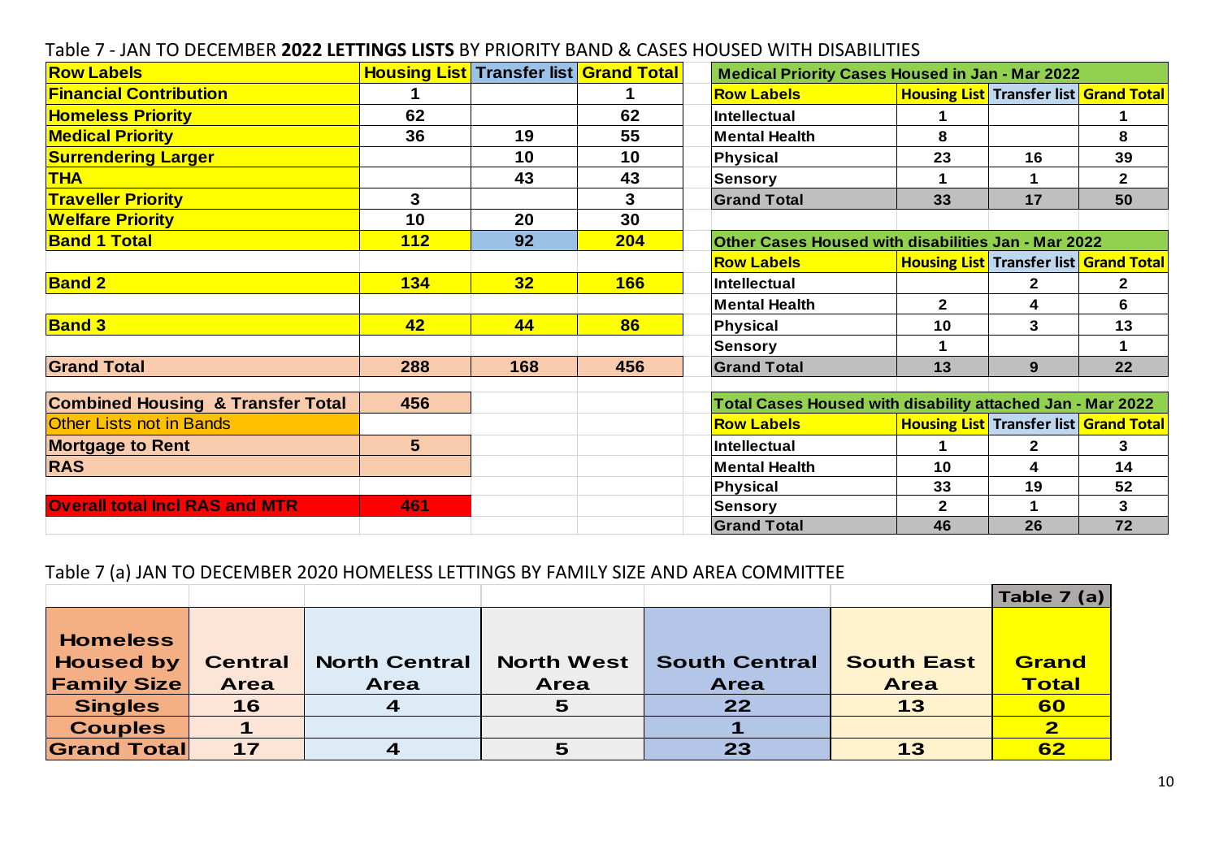Table 7 - JAN TO DECEMBER **2022 LETTINGS LISTS** BY PRIORITY BAND & CASES HOUSED WITH DISABILITIES

| Row Labels | Housing List | Transfer list | Grand Total |
|---|---|---|---|
| Financial Contribution | 1 | | 1 |
| Homeless Priority | 62 | | 62 |
| Medical Priority | 36 | 19 | 55 |
| Surrendering Larger | | 10 | 10 |
| THA | | 43 | 43 |
| Traveller Priority | 3 | | 3 |
| Welfare Priority | 10 | 20 | 30 |
| Band 1 Total | 112 | 92 | 204 |
| | | | |
| Band 2 | 134 | 32 | 166 |
| | | | |
| Band 3 | 42 | 44 | 86 |
| | | | |
| Grand Total | 288 | 168 | 456 |
| | | | |
| Combined Housing & Transfer Total | 456 | | |
| Other Lists not in Bands | | | |
| Mortgage to Rent | 5 | | |
| RAS | | | |
| | | | |
| Overall total Incl RAS and MTR | 461 | | |

**Medical Priority Cases Housed in Jan - Mar 2022**

| Row Labels | Housing List | Transfer list | Grand Total |
|---|---|---|---|
| Intellectual | 1 | | 1 |
| Mental Health | 8 | | 8 |
| Physical | 23 | 16 | 39 |
| Sensory | 1 | 1 | 2 |
| Grand Total | 33 | 17 | 50 |

**Other Cases Housed with disabilities Jan - Mar 2022**

| Row Labels | Housing List | Transfer list | Grand Total |
|---|---|---|---|
| Intellectual | | 2 | 2 |
| Mental Health | 2 | 4 | 6 |
| Physical | 10 | 3 | 13 |
| Sensory | 1 | | 1 |
| Grand Total | 13 | 9 | 22 |

**Total Cases Housed with disability attached Jan - Mar 2022**

| Row Labels | Housing List | Transfer list | Grand Total |
|---|---|---|---|
| Intellectual | 1 | 2 | 3 |
| Mental Health | 10 | 4 | 14 |
| Physical | 33 | 19 | 52 |
| Sensory | 2 | 1 | 3 |
| Grand Total | 46 | 26 | 72 |

Table 7 (a) JAN TO DECEMBER 2020 HOMELESS LETTINGS BY FAMILY SIZE AND AREA COMMITTEE

| | | | | | | Table 7 (a) |
|---|---|---|---|---|---|---|
| Homeless Housed by Family Size | Central Area | North Central Area | North West Area | South Central Area | South East Area | Grand Total |
| Singles | 16 | 4 | 5 | 22 | 13 | 60 |
| Couples | 1 | | | 1 | | 2 |
| Grand Total | 17 | 4 | 5 | 23 | 13 | 62 |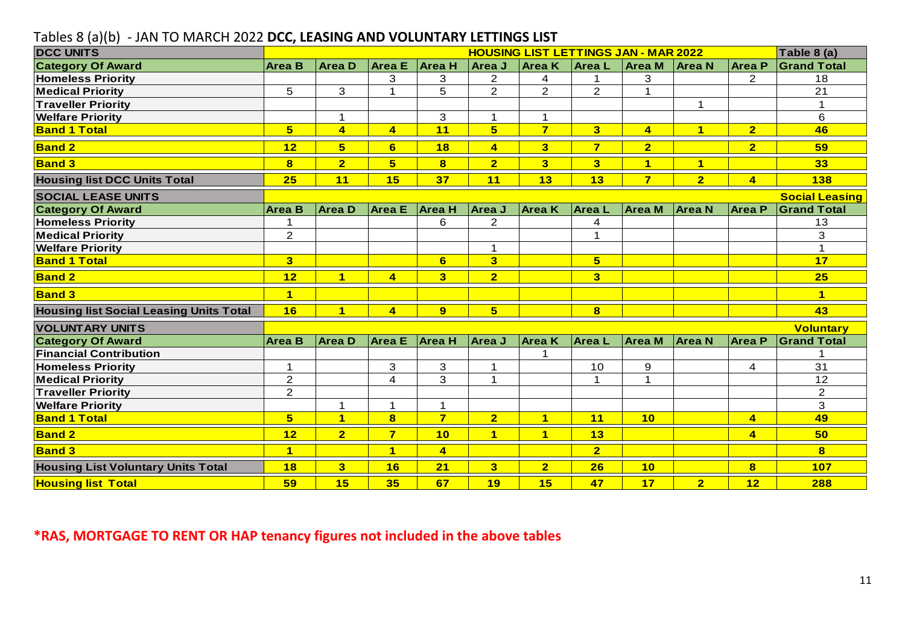Tables 8 (a)(b) - JAN TO MARCH 2022 **DCC, LEASING AND VOLUNTARY LETTINGS LIST**

| DCC UNITS | HOUSING LIST LETTINGS JAN - MAR 2022 | | | | | | | | | | Table 8 (a) |
|---|---|---|---|---|---|---|---|---|---|---|---|
| **Category Of Award** | **Area B** | **Area D** | **Area E** | **Area H** | **Area J** | **Area K** | **Area L** | **Area M** | **Area N** | **Area P** | **Grand Total** |
| Homeless Priority | | | 3 | 3 | 2 | 4 | 1 | 3 | | 2 | 18 |
| Medical Priority | 5 | 3 | 1 | 5 | 2 | 2 | 2 | 1 | | | 21 |
| Traveller Priority | | | | | | | | | 1 | | 1 |
| Welfare Priority | | 1 | | 3 | 1 | 1 | | | | | 6 |
| **Band 1 Total** | **5** | **4** | **4** | **11** | **5** | **7** | **3** | **4** | **1** | **2** | **46** |
| **Band 2** | **12** | **5** | **6** | **18** | **4** | **3** | **7** | **2** | | **2** | **59** |
| **Band 3** | **8** | **2** | **5** | **8** | **2** | **3** | **3** | **1** | **1** | | **33** |
| **Housing list DCC Units Total** | **25** | **11** | **15** | **37** | **11** | **13** | **13** | **7** | **2** | **4** | **138** |
| **SOCIAL LEASE UNITS** | | | | | | | | | | | **Social Leasing** |
| **Category Of Award** | **Area B** | **Area D** | **Area E** | **Area H** | **Area J** | **Area K** | **Area L** | **Area M** | **Area N** | **Area P** | **Grand Total** |
| Homeless Priority | 1 | | | 6 | 2 | | 4 | | | | 13 |
| Medical Priority | 2 | | | | | | 1 | | | | 3 |
| Welfare Priority | | | | | 1 | | | | | | 1 |
| **Band 1 Total** | **3** | | | **6** | **3** | | **5** | | | | **17** |
| **Band 2** | **12** | **1** | **4** | **3** | **2** | | **3** | | | | **25** |
| **Band 3** | **1** | | | | | | | | | | **1** |
| **Housing list Social Leasing Units Total** | **16** | **1** | **4** | **9** | **5** | | **8** | | | | **43** |
| **VOLUNTARY UNITS** | | | | | | | | | | | **Voluntary** |
| **Category Of Award** | **Area B** | **Area D** | **Area E** | **Area H** | **Area J** | **Area K** | **Area L** | **Area M** | **Area N** | **Area P** | **Grand Total** |
| Financial Contribution | | | | | | 1 | | | | | 1 |
| Homeless Priority | 1 | | 3 | 3 | 1 | | 10 | 9 | | 4 | 31 |
| Medical Priority | 2 | | 4 | 3 | 1 | | 1 | 1 | | | 12 |
| Traveller Priority | 2 | | | | | | | | | | 2 |
| Welfare Priority | | 1 | 1 | 1 | | | | | | | 3 |
| **Band 1 Total** | **5** | **1** | **8** | **7** | **2** | **1** | **11** | **10** | | **4** | **49** |
| **Band 2** | **12** | **2** | **7** | **10** | **1** | **1** | **13** | | | **4** | **50** |
| **Band 3** | **1** | | **1** | **4** | | | **2** | | | | **8** |
| **Housing List Voluntary Units Total** | **18** | **3** | **16** | **21** | **3** | **2** | **26** | **10** | | **8** | **107** |
| **Housing list Total** | **59** | **15** | **35** | **67** | **19** | **15** | **47** | **17** | **2** | **12** | **288** |

**\*RAS, MORTGAGE TO RENT OR HAP tenancy figures not included in the above tables**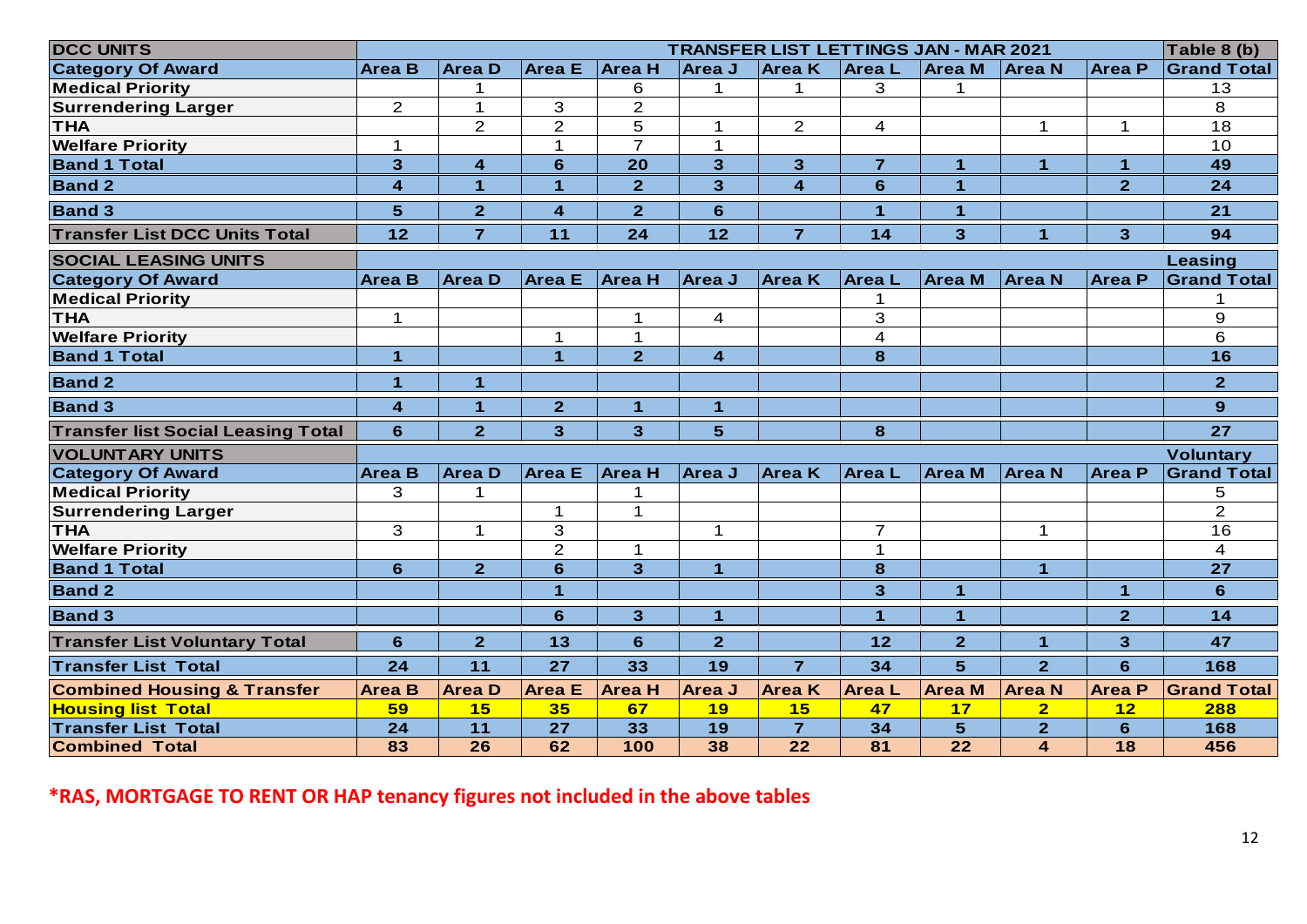| DCC UNITS | TRANSFER LIST LETTINGS JAN - MAR 2021 | | | | | | | | | | Table 8 (b) |
|---|---|---|---|---|---|---|---|---|---|---|---|
| **Category Of Award** | **Area B** | **Area D** | **Area E** | **Area H** | **Area J** | **Area K** | **Area L** | **Area M** | **Area N** | **Area P** | **Grand Total** |
| **Medical Priority** | | 1 | | 6 | 1 | 1 | 3 | 1 | | | 13 |
| **Surrendering Larger** | 2 | 1 | 3 | 2 | | | | | | | 8 |
| **THA** | | 2 | 2 | 5 | 1 | 2 | 4 | | 1 | 1 | 18 |
| **Welfare Priority** | 1 | | 1 | 7 | 1 | | | | | | 10 |
| **Band 1 Total** | **3** | **4** | **6** | **20** | **3** | **3** | **7** | **1** | **1** | **1** | **49** |
| **Band 2** | **4** | **1** | **1** | **2** | **3** | **4** | **6** | **1** | | **2** | **24** |
| **Band 3** | **5** | **2** | **4** | **2** | **6** | | **1** | **1** | | | **21** |
| **Transfer List DCC Units Total** | **12** | **7** | **11** | **24** | **12** | **7** | **14** | **3** | **1** | **3** | **94** |
| **SOCIAL LEASING UNITS** | | | | | | | | | | | **Leasing** |
| **Category Of Award** | **Area B** | **Area D** | **Area E** | **Area H** | **Area J** | **Area K** | **Area L** | **Area M** | **Area N** | **Area P** | **Grand Total** |
| **Medical Priority** | | | | | | | 1 | | | | 1 |
| **THA** | 1 | | | 1 | 4 | | 3 | | | | 9 |
| **Welfare Priority** | | | 1 | 1 | | | 4 | | | | 6 |
| **Band 1 Total** | **1** | | **1** | **2** | **4** | | **8** | | | | **16** |
| **Band 2** | **1** | **1** | | | | | | | | | **2** |
| **Band 3** | **4** | **1** | **2** | **1** | **1** | | | | | | **9** |
| **Transfer list Social Leasing Total** | **6** | **2** | **3** | **3** | **5** | | **8** | | | | **27** |
| **VOLUNTARY UNITS** | | | | | | | | | | | **Voluntary** |
| **Category Of Award** | **Area B** | **Area D** | **Area E** | **Area H** | **Area J** | **Area K** | **Area L** | **Area M** | **Area N** | **Area P** | **Grand Total** |
| **Medical Priority** | 3 | 1 | | 1 | | | | | | | 5 |
| **Surrendering Larger** | | | 1 | 1 | | | | | | | 2 |
| **THA** | 3 | 1 | 3 | | 1 | | 7 | | 1 | | 16 |
| **Welfare Priority** | | | 2 | 1 | | | 1 | | | | 4 |
| **Band 1 Total** | **6** | **2** | **6** | **3** | **1** | | **8** | | **1** | | **27** |
| **Band 2** | | | **1** | | | | **3** | **1** | | **1** | **6** |
| **Band 3** | | | **6** | **3** | **1** | | **1** | **1** | | **2** | **14** |
| **Transfer List Voluntary Total** | **6** | **2** | **13** | **6** | **2** | | **12** | **2** | **1** | **3** | **47** |
| **Transfer List Total** | **24** | **11** | **27** | **33** | **19** | **7** | **34** | **5** | **2** | **6** | **168** |
| **Combined Housing & Transfer** | **Area B** | **Area D** | **Area E** | **Area H** | **Area J** | **Area K** | **Area L** | **Area M** | **Area N** | **Area P** | **Grand Total** |
| **Housing list Total** | **59** | **15** | **35** | **67** | **19** | **15** | **47** | **17** | **2** | **12** | **288** |
| **Transfer List Total** | **24** | **11** | **27** | **33** | **19** | **7** | **34** | **5** | **2** | **6** | **168** |
| **Combined Total** | **83** | **26** | **62** | **100** | **38** | **22** | **81** | **22** | **4** | **18** | **456** |

***RAS, MORTGAGE TO RENT OR HAP tenancy figures not included in the above tables**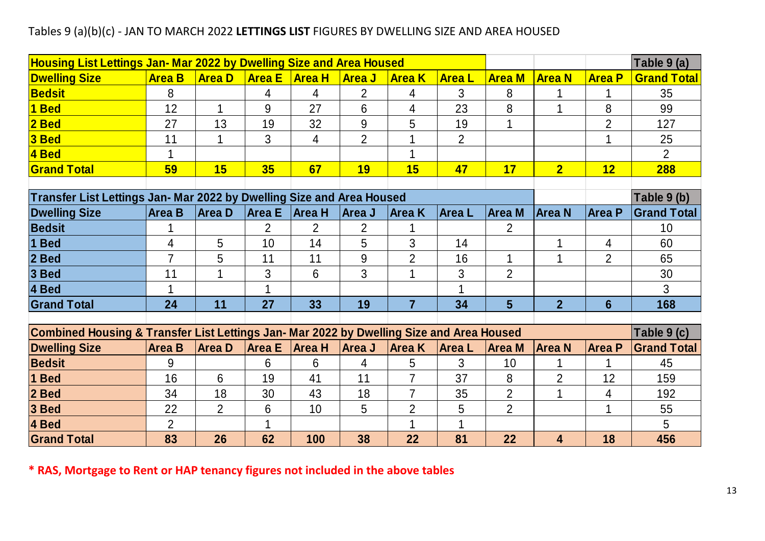Tables 9 (a)(b)(c) - JAN TO MARCH 2022 **LETTINGS LIST** FIGURES BY DWELLING SIZE AND AREA HOUSED

**Table 9 (a)**

| Housing List Lettings Jan- Mar 2022 by Dwelling Size and Area Housed | | | | | | | | | | |
|---|---|---|---|---|---|---|---|---|---|---|
| **Dwelling Size** | **Area B** | **Area D** | **Area E** | **Area H** | **Area J** | **Area K** | **Area L** | **Area M** | **Area N** | **Area P** | **Grand Total** |
| **Bedsit** | 8 | | 4 | 4 | 2 | 4 | 3 | 8 | 1 | 1 | 35 |
| **1 Bed** | 12 | 1 | 9 | 27 | 6 | 4 | 23 | 8 | 1 | 8 | 99 |
| **2 Bed** | 27 | 13 | 19 | 32 | 9 | 5 | 19 | 1 | | 2 | 127 |
| **3 Bed** | 11 | 1 | 3 | 4 | 2 | 1 | 2 | | | 1 | 25 |
| **4 Bed** | 1 | | | | | 1 | | | | | 2 |
| **Grand Total** | **59** | **15** | **35** | **67** | **19** | **15** | **47** | **17** | **2** | **12** | **288** |

**Table 9 (b)**

| Transfer List Lettings Jan- Mar 2022 by Dwelling Size and Area Housed | | | | | | | | | | | |
|---|---|---|---|---|---|---|---|---|---|---|---|
| **Dwelling Size** | **Area B** | **Area D** | **Area E** | **Area H** | **Area J** | **Area K** | **Area L** | **Area M** | **Area N** | **Area P** | **Grand Total** |
| **Bedsit** | 1 | | 2 | 2 | 2 | 1 | | 2 | | | 10 |
| **1 Bed** | 4 | 5 | 10 | 14 | 5 | 3 | 14 | | 1 | 4 | 60 |
| **2 Bed** | 7 | 5 | 11 | 11 | 9 | 2 | 16 | 1 | 1 | 2 | 65 |
| **3 Bed** | 11 | 1 | 3 | 6 | 3 | 1 | 3 | 2 | | | 30 |
| **4 Bed** | 1 | | 1 | | | | 1 | | | | 3 |
| **Grand Total** | **24** | **11** | **27** | **33** | **19** | **7** | **34** | **5** | **2** | **6** | **168** |

**Table 9 (c)**

| Combined Housing & Transfer List Lettings Jan- Mar 2022 by Dwelling Size and Area Housed | | | | | | | | | | | |
|---|---|---|---|---|---|---|---|---|---|---|---|
| **Dwelling Size** | **Area B** | **Area D** | **Area E** | **Area H** | **Area J** | **Area K** | **Area L** | **Area M** | **Area N** | **Area P** | **Grand Total** |
| **Bedsit** | 9 | | 6 | 6 | 4 | 5 | 3 | 10 | 1 | 1 | 45 |
| **1 Bed** | 16 | 6 | 19 | 41 | 11 | 7 | 37 | 8 | 2 | 12 | 159 |
| **2 Bed** | 34 | 18 | 30 | 43 | 18 | 7 | 35 | 2 | 1 | 4 | 192 |
| **3 Bed** | 22 | 2 | 6 | 10 | 5 | 2 | 5 | 2 | | 1 | 55 |
| **4 Bed** | 2 | | 1 | | | 1 | 1 | | | | 5 |
| **Grand Total** | **83** | **26** | **62** | **100** | **38** | **22** | **81** | **22** | **4** | **18** | **456** |

**\* RAS, Mortgage to Rent or HAP tenancy figures not included in the above tables**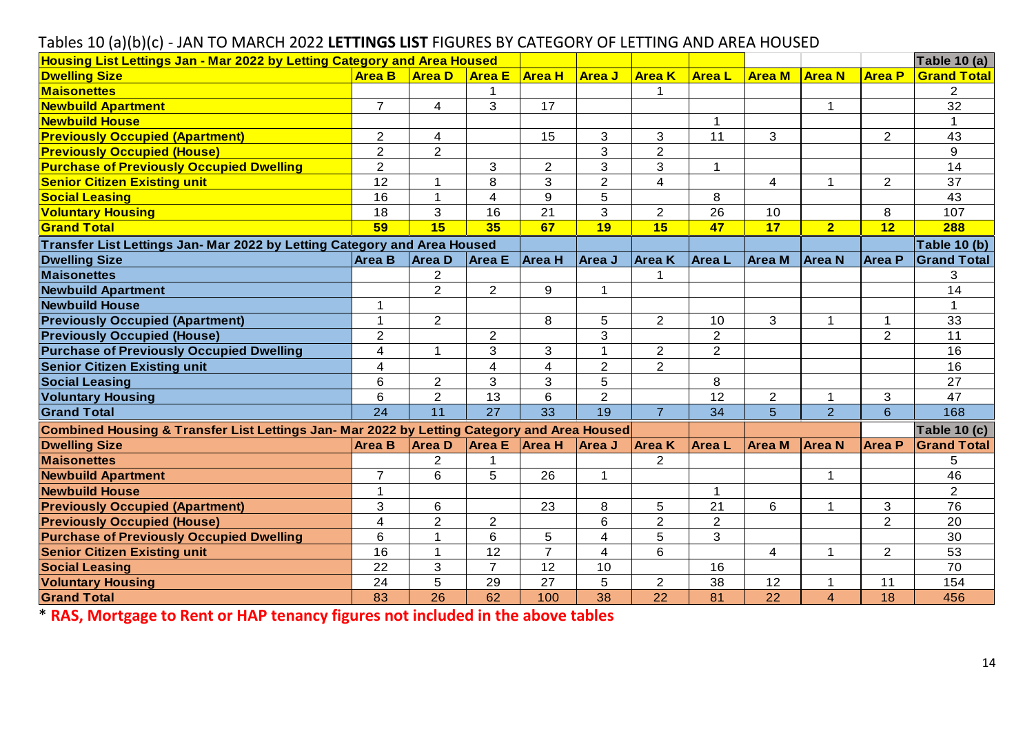Tables 10 (a)(b)(c) - JAN TO MARCH 2022 **LETTINGS LIST** FIGURES BY CATEGORY OF LETTING AND AREA HOUSED

| Housing List Lettings Jan - Mar 2022 by Letting Category and Area Housed | | | | | | | | | | | Table 10 (a) |
|---|---|---|---|---|---|---|---|---|---|---|---|
| **Dwelling Size** | **Area B** | **Area D** | **Area E** | **Area H** | **Area J** | **Area K** | **Area L** | **Area M** | **Area N** | **Area P** | **Grand Total** |
| **Maisonettes** | | | 1 | | | 1 | | | | | 2 |
| **Newbuild Apartment** | 7 | 4 | 3 | 17 | | | | | 1 | | 32 |
| **Newbuild House** | | | | | | | 1 | | | | 1 |
| **Previously Occupied (Apartment)** | 2 | 4 | | 15 | 3 | 3 | 11 | 3 | | 2 | 43 |
| **Previously Occupied (House)** | 2 | 2 | | | 3 | 2 | | | | | 9 |
| **Purchase of Previously Occupied Dwelling** | 2 | | 3 | 2 | 3 | 3 | 1 | | | | 14 |
| **Senior Citizen Existing unit** | 12 | 1 | 8 | 3 | 2 | 4 | | 4 | 1 | 2 | 37 |
| **Social Leasing** | 16 | 1 | 4 | 9 | 5 | | 8 | | | | 43 |
| **Voluntary Housing** | 18 | 3 | 16 | 21 | 3 | 2 | 26 | 10 | | 8 | 107 |
| **Grand Total** | **59** | **15** | **35** | **67** | **19** | **15** | **47** | **17** | **2** | **12** | **288** |

| Transfer List Lettings Jan- Mar 2022 by Letting Category and Area Housed | | | | | | | | | | | Table 10 (b) |
|---|---|---|---|---|---|---|---|---|---|---|---|
| **Dwelling Size** | **Area B** | **Area D** | **Area E** | **Area H** | **Area J** | **Area K** | **Area L** | **Area M** | **Area N** | **Area P** | **Grand Total** |
| **Maisonettes** | | 2 | | | | 1 | | | | | 3 |
| **Newbuild Apartment** | | 2 | 2 | 9 | 1 | | | | | | 14 |
| **Newbuild House** | 1 | | | | | | | | | | 1 |
| **Previously Occupied (Apartment)** | 1 | 2 | | 8 | 5 | 2 | 10 | 3 | 1 | 1 | 33 |
| **Previously Occupied (House)** | 2 | | 2 | | 3 | | 2 | | | 2 | 11 |
| **Purchase of Previously Occupied Dwelling** | 4 | 1 | 3 | 3 | 1 | 2 | 2 | | | | 16 |
| **Senior Citizen Existing unit** | 4 | | 4 | 4 | 2 | 2 | | | | | 16 |
| **Social Leasing** | 6 | 2 | 3 | 3 | 5 | | 8 | | | | 27 |
| **Voluntary Housing** | 6 | 2 | 13 | 6 | 2 | | 12 | 2 | 1 | 3 | 47 |
| **Grand Total** | 24 | 11 | 27 | 33 | 19 | 7 | 34 | 5 | 2 | 6 | 168 |

| Combined Housing & Transfer List Lettings Jan- Mar 2022 by Letting Category and Area Housed | | | | | | | | | | | Table 10 (c) |
|---|---|---|---|---|---|---|---|---|---|---|---|
| **Dwelling Size** | **Area B** | **Area D** | **Area E** | **Area H** | **Area J** | **Area K** | **Area L** | **Area M** | **Area N** | **Area P** | **Grand Total** |
| **Maisonettes** | | 2 | 1 | | | 2 | | | | | 5 |
| **Newbuild Apartment** | 7 | 6 | 5 | 26 | 1 | | | | 1 | | 46 |
| **Newbuild House** | 1 | | | | | | 1 | | | | 2 |
| **Previously Occupied (Apartment)** | 3 | 6 | | 23 | 8 | 5 | 21 | 6 | 1 | 3 | 76 |
| **Previously Occupied (House)** | 4 | 2 | 2 | | 6 | 2 | 2 | | | 2 | 20 |
| **Purchase of Previously Occupied Dwelling** | 6 | 1 | 6 | 5 | 4 | 5 | 3 | | | | 30 |
| **Senior Citizen Existing unit** | 16 | 1 | 12 | 7 | 4 | 6 | | 4 | 1 | 2 | 53 |
| **Social Leasing** | 22 | 3 | 7 | 12 | 10 | | 16 | | | | 70 |
| **Voluntary Housing** | 24 | 5 | 29 | 27 | 5 | 2 | 38 | 12 | 1 | 11 | 154 |
| **Grand Total** | 83 | 26 | 62 | 100 | 38 | 22 | 81 | 22 | 4 | 18 | 456 |

* **RAS, Mortgage to Rent or HAP tenancy figures not included in the above tables**